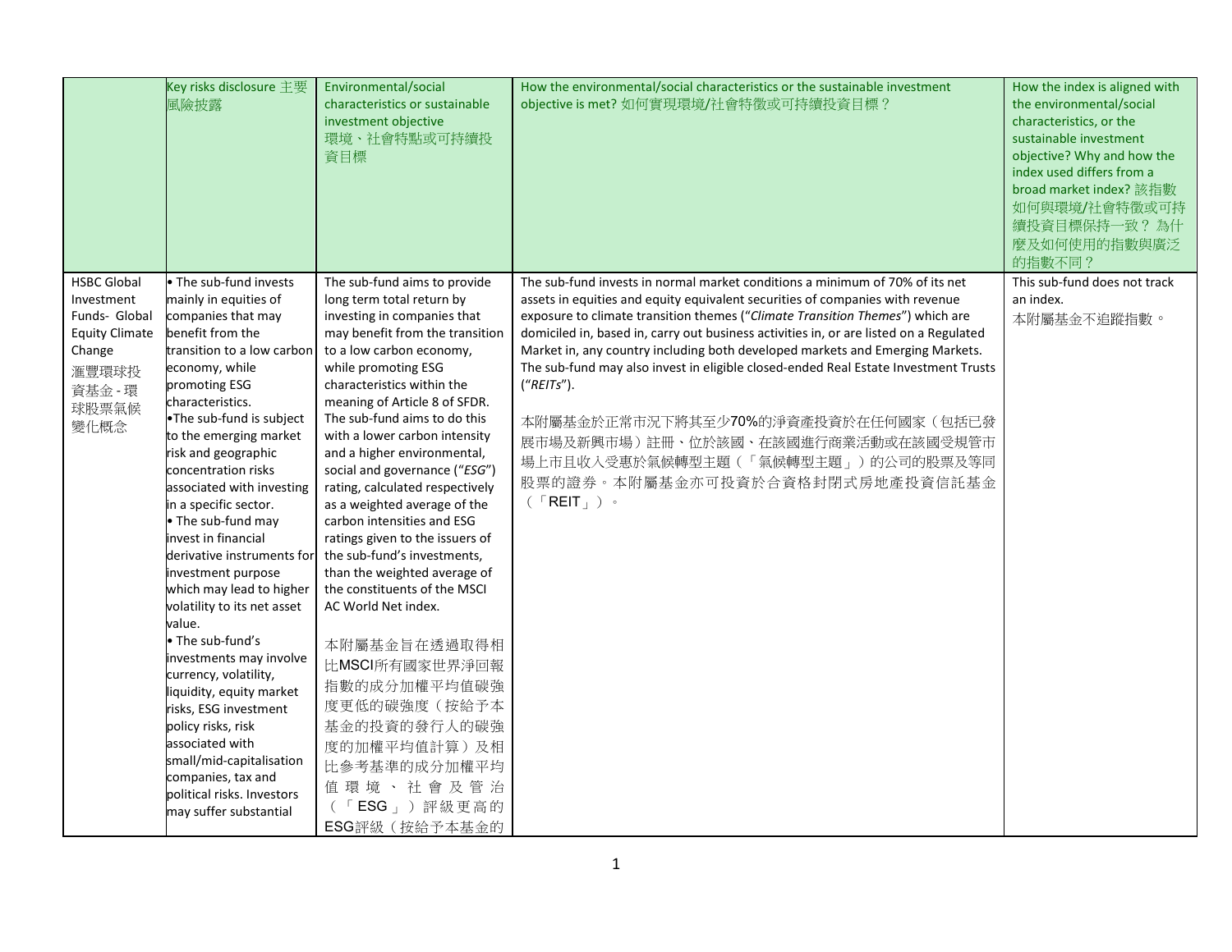| | Key risks disclosure 主要風險披露 | Environmental/social characteristics or sustainable investment objective 環境、社會特點或可持續投資目標 | How the environmental/social characteristics or the sustainable investment objective is met? 如何實現環境/社會特徵或可持續投資目標？ | How the index is aligned with the environmental/social characteristics, or the sustainable investment objective? Why and how the index used differs from a broad market index? 該指數如何與環境/社會特徵或可持續投資目標保持一致？為什麼及如何使用的指數與廣泛的指數不同？ |
|---|---|---|---|---|
| HSBC Global Investment Funds- Global Equity Climate Change 滙豐環球投資基金 - 環球股票氣候變化概念 | • The sub-fund invests mainly in equities of companies that may benefit from the transition to a low carbon economy, while promoting ESG characteristics.<br>•The sub-fund is subject to the emerging market risk and geographic concentration risks associated with investing in a specific sector.<br>• The sub-fund may invest in financial derivative instruments for investment purpose which may lead to higher volatility to its net asset value.<br>• The sub-fund's investments may involve currency, volatility, liquidity, equity market risks, ESG investment policy risks, risk associated with small/mid-capitalisation companies, tax and political risks. Investors may suffer substantial | The sub-fund aims to provide long term total return by investing in companies that may benefit from the transition to a low carbon economy, while promoting ESG characteristics within the meaning of Article 8 of SFDR. The sub-fund aims to do this with a lower carbon intensity and a higher environmental, social and governance ("*ESG*") rating, calculated respectively as a weighted average of the carbon intensities and ESG ratings given to the issuers of the sub-fund's investments, than the weighted average of the constituents of the MSCI AC World Net index.<br><br>本附屬基金旨在透過取得相比MSCI所有國家世界淨回報指數的成分加權平均值碳強度更低的碳強度（按給予本基金的投資的發行人的碳強度的加權平均值計算）及相比參考基準的成分加權平均值環境、社會及管治（「ESG」）評級更高的ESG評級（按給予本基金的 | The sub-fund invests in normal market conditions a minimum of 70% of its net assets in equities and equity equivalent securities of companies with revenue exposure to climate transition themes ("*Climate Transition Themes*") which are domiciled in, based in, carry out business activities in, or are listed on a Regulated Market in, any country including both developed markets and Emerging Markets. The sub-fund may also invest in eligible closed-ended Real Estate Investment Trusts ("*REITs*").<br><br>本附屬基金於正常市況下將其至少70%的淨資產投資於在任何國家（包括已發展市場及新興市場）註冊、位於該國、在該國進行商業活動或在該國受規管市場上市且收入受惠於氣候轉型主題（「氣候轉型主題」）的公司的股票及等同股票的證券。本附屬基金亦可投資於合資格封閉式房地產投資信託基金（「REIT」）。 | This sub-fund does not track an index.<br>本附屬基金不追蹤指數。 |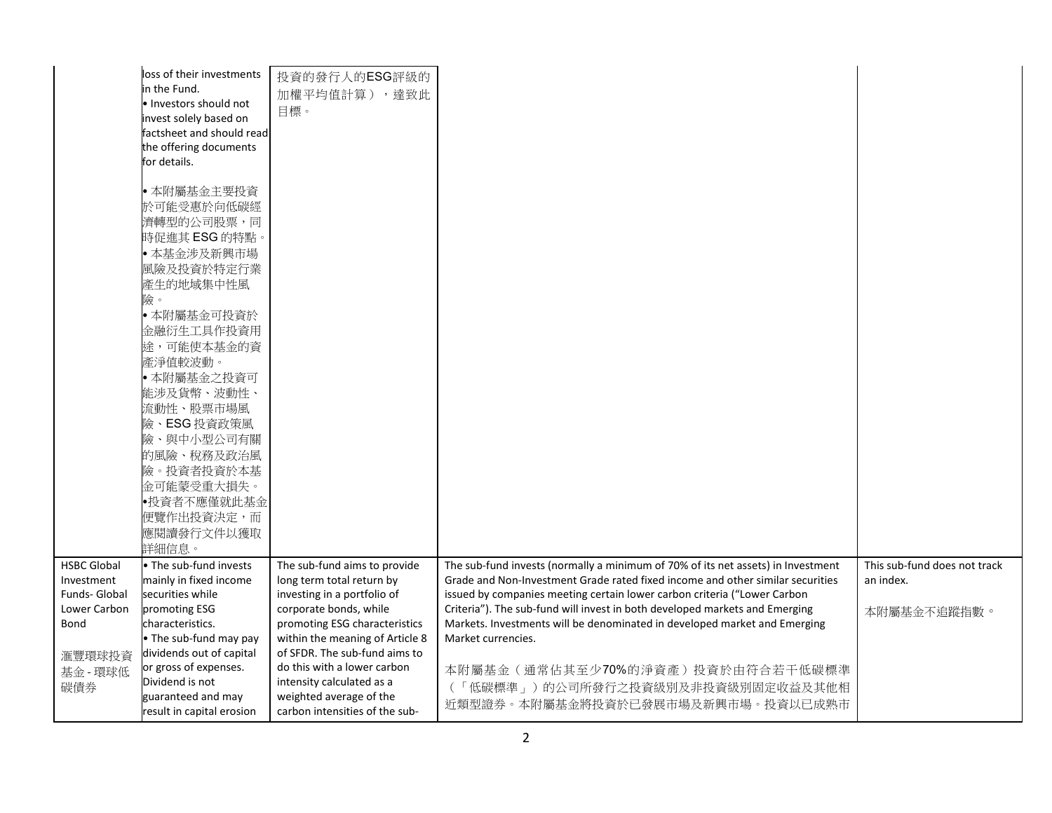| | | | | |
|---|---|---|---|---|
| | loss of their investments in the Fund.<br>• Investors should not invest solely based on factsheet and should read the offering documents for details.<br><br>• 本附屬基金主要投資於可能受惠於向低碳經濟轉型的公司股票，同時促進其 ESG 的特點。<br>• 本基金涉及新興市場風險及投資於特定行業產生的地域集中性風險。<br>• 本附屬基金可投資於金融衍生工具作投資用途，可能使本基金的資產淨值較波動。<br>• 本附屬基金之投資可能涉及貨幣、波動性、流動性、股票市場風險、ESG 投資政策風險、與中小型公司有關的風險、稅務及政治風險。投資者投資於本基金可能蒙受重大損失。<br>•投資者不應僅就此基金便覽作出投資決定，而應閱讀發行文件以獲取詳細信息。 | 投資的發行人的ESG評級的加權平均值計算），達致此目標。 | | |
| HSBC Global Investment Funds- Global Lower Carbon Bond<br><br>滙豐環球投資基金 - 環球低碳債券 | • The sub-fund invests mainly in fixed income securities while promoting ESG characteristics.<br>• The sub-fund may pay dividends out of capital or gross of expenses. Dividend is not guaranteed and may result in capital erosion | The sub-fund aims to provide long term total return by investing in a portfolio of corporate bonds, while promoting ESG characteristics within the meaning of Article 8 of SFDR. The sub-fund aims to do this with a lower carbon intensity calculated as a weighted average of the carbon intensities of the sub- | The sub-fund invests (normally a minimum of 70% of its net assets) in Investment Grade and Non-Investment Grade rated fixed income and other similar securities issued by companies meeting certain lower carbon criteria ("Lower Carbon Criteria"). The sub-fund will invest in both developed markets and Emerging Markets. Investments will be denominated in developed market and Emerging Market currencies.<br><br>本附屬基金（通常佔其至少70%的淨資產）投資於由符合若干低碳標準（「低碳標準」）的公司所發行之投資級別及非投資級別固定收益及其他相近類型證券。本附屬基金將投資於已發展市場及新興市場。投資以已成熟市 | This sub-fund does not track an index.<br><br>本附屬基金不追蹤指數。 |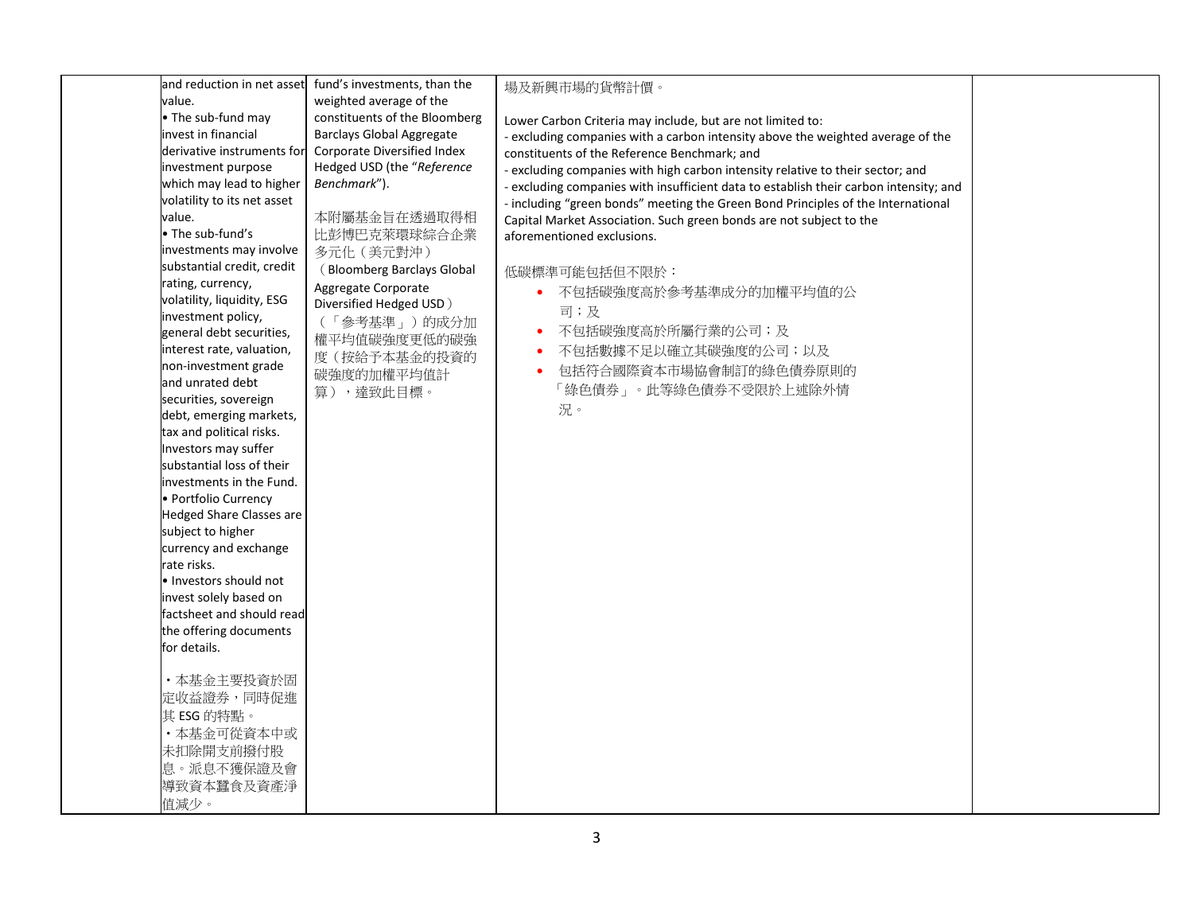| | | | | |
|---|---|---|---|---|
| | and reduction in net asset value.<br>• The sub-fund may invest in financial derivative instruments for investment purpose which may lead to higher volatility to its net asset value.<br>• The sub-fund's investments may involve substantial credit, credit rating, currency, volatility, liquidity, ESG investment policy, general debt securities, interest rate, valuation, non-investment grade and unrated debt securities, sovereign debt, emerging markets, tax and political risks. Investors may suffer substantial loss of their investments in the Fund.<br>• Portfolio Currency Hedged Share Classes are subject to higher currency and exchange rate risks.<br>• Investors should not invest solely based on factsheet and should read the offering documents for details.<br><br>・本基金主要投資於固定收益證券，同時促進其 ESG 的特點。<br>・本基金可從資本中或未扣除開支前撥付股息。派息不獲保證及會導致資本蠶食及資產淨值減少。 | fund's investments, than the weighted average of the constituents of the Bloomberg Barclays Global Aggregate Corporate Diversified Index Hedged USD (the "*Reference Benchmark*").<br><br>本附屬基金旨在透過取得相比彭博巴克萊環球綜合企業多元化（美元對沖）（Bloomberg Barclays Global Aggregate Corporate Diversified Hedged USD）（「參考基準」）的成分加權平均值碳強度更低的碳強度（按給予本基金的投資的碳強度的加權平均值計算），達致此目標。 | 場及新興市場的貨幣計價。<br><br>Lower Carbon Criteria may include, but are not limited to:<br>- excluding companies with a carbon intensity above the weighted average of the constituents of the Reference Benchmark; and<br>- excluding companies with high carbon intensity relative to their sector; and<br>- excluding companies with insufficient data to establish their carbon intensity; and<br>- including "green bonds" meeting the Green Bond Principles of the International Capital Market Association. Such green bonds are not subject to the aforementioned exclusions.<br><br>低碳標準可能包括但不限於：<br>• 不包括碳強度高於參考基準成分的加權平均值的公司；及<br>• 不包括碳強度高於所屬行業的公司；及<br>• 不包括數據不足以確立其碳強度的公司；以及<br>• 包括符合國際資本市場協會制訂的綠色債券原則的「綠色債券」。此等綠色債券不受限於上述除外情況。 | |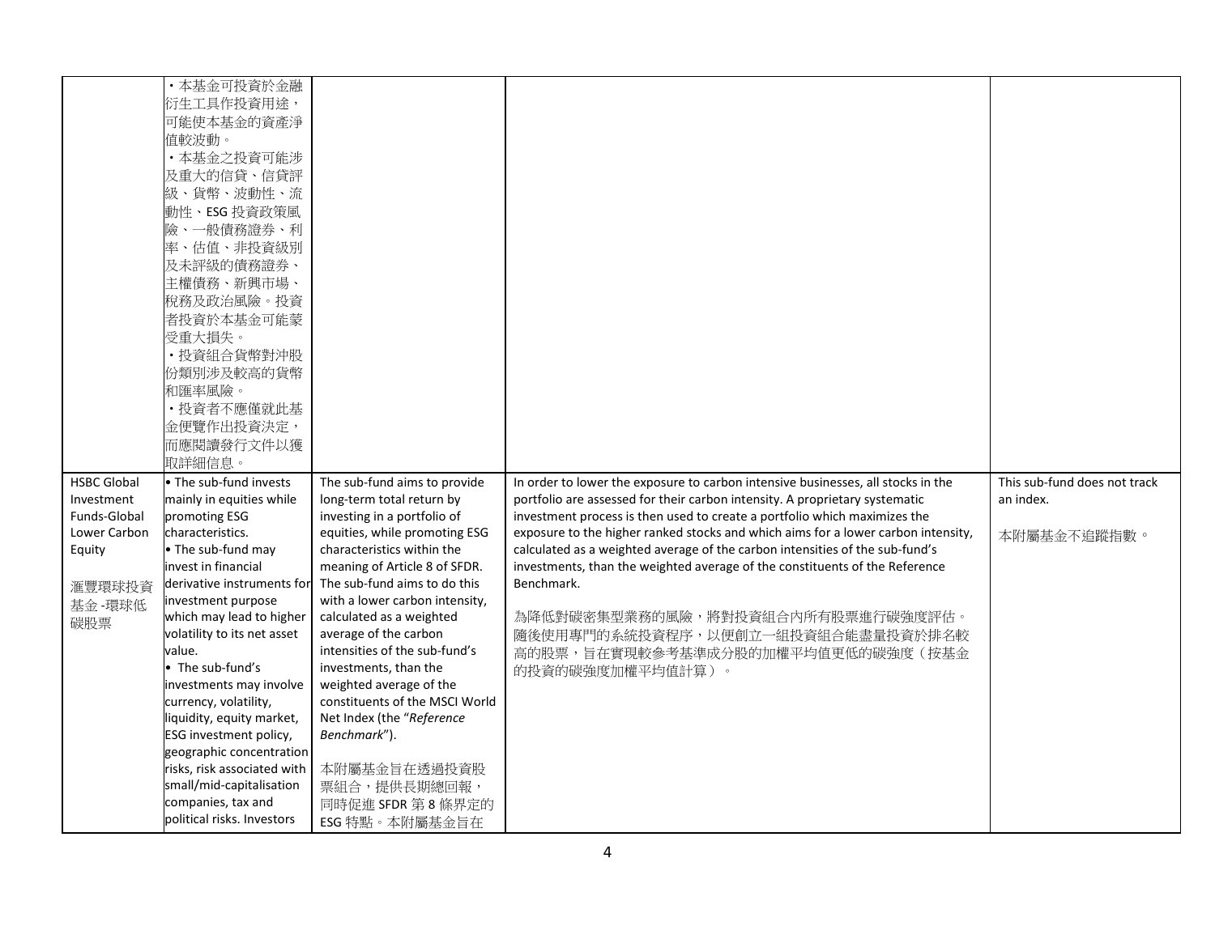| | | | | |
|---|---|---|---|---|
| | ・本基金可投資於金融衍生工具作投資用途，可能使本基金的資產淨值較波動。<br>・本基金之投資可能涉及重大的信貸、信貸評級、貨幣、波動性、流動性、ESG 投資政策風險、一般債務證券、利率、估值、非投資級別及未評級的債務證券、主權債務、新興市場、稅務及政治風險。投資者投資於本基金可能蒙受重大損失。<br>・投資組合貨幣對沖股份類別涉及較高的貨幣和匯率風險。<br>・投資者不應僅就此基金便覽作出投資決定，而應閱讀發行文件以獲取詳細信息。 | | | |
| HSBC Global Investment Funds-Global Lower Carbon Equity<br><br>滙豐環球投資基金 -環球低碳股票 | • The sub-fund invests mainly in equities while promoting ESG characteristics.<br>• The sub-fund may invest in financial derivative instruments for investment purpose which may lead to higher volatility to its net asset value.<br>• The sub-fund's investments may involve currency, volatility, liquidity, equity market, ESG investment policy, geographic concentration risks, risk associated with small/mid-capitalisation companies, tax and political risks. Investors | The sub-fund aims to provide long-term total return by investing in a portfolio of equities, while promoting ESG characteristics within the meaning of Article 8 of SFDR. The sub-fund aims to do this with a lower carbon intensity, calculated as a weighted average of the carbon intensities of the sub-fund's investments, than the weighted average of the constituents of the MSCI World Net Index (the "*Reference Benchmark*").<br><br>本附屬基金旨在透過投資股票組合，提供長期總回報，同時促進 SFDR 第 8 條界定的 ESG 特點。本附屬基金旨在 | In order to lower the exposure to carbon intensive businesses, all stocks in the portfolio are assessed for their carbon intensity. A proprietary systematic investment process is then used to create a portfolio which maximizes the exposure to the higher ranked stocks and which aims for a lower carbon intensity, calculated as a weighted average of the carbon intensities of the sub-fund's investments, than the weighted average of the constituents of the Reference Benchmark.<br><br>為降低對碳密集型業務的風險，將對投資組合內所有股票進行碳強度評估。隨後使用專門的系統投資程序，以便創立一組投資組合能盡量投資於排名較高的股票，旨在實現較參考基準成分股的加權平均值更低的碳強度（按基金的投資的碳強度加權平均值計算）。 | This sub-fund does not track an index.<br><br>本附屬基金不追蹤指數。 |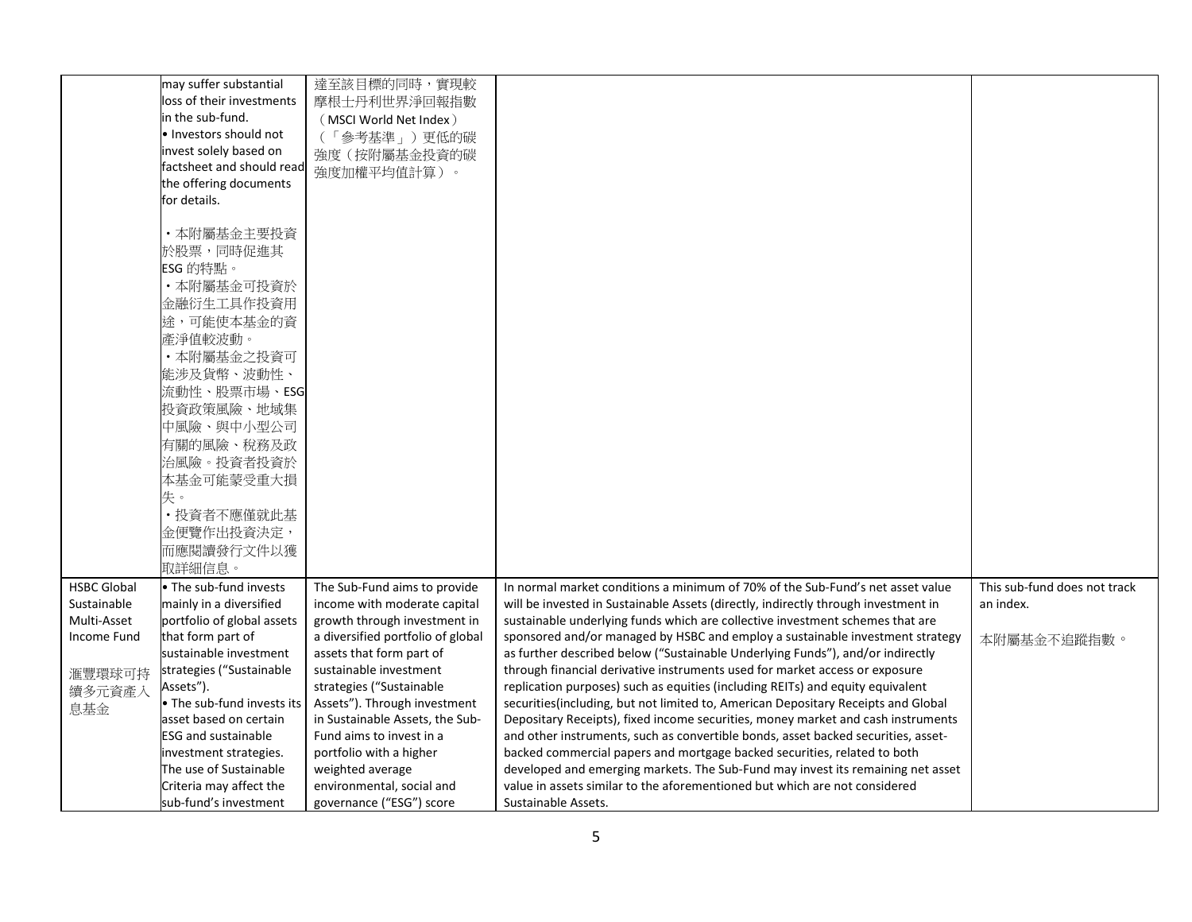| | | | | |
|---|---|---|---|---|
| | may suffer substantial loss of their investments in the sub-fund.<br>• Investors should not invest solely based on factsheet and should read the offering documents for details.<br><br>・本附屬基金主要投資於股票，同時促進其ESG 的特點。<br>・本附屬基金可投資於金融衍生工具作投資用途，可能使本基金的資產淨值較波動。<br>・本附屬基金之投資可能涉及貨幣、波動性、流動性、股票市場、ESG投資政策風險、地域集中風險、與中小型公司有關的風險、稅務及政治風險。投資者投資於本基金可能蒙受重大損失。<br>・投資者不應僅就此基金便覽作出投資決定，而應閱讀發行文件以獲取詳細信息。 | 達至該目標的同時，實現較摩根士丹利世界淨回報指數（MSCI World Net Index）（「參考基準」）更低的碳強度（按附屬基金投資的碳強度加權平均值計算）。 | | |
| HSBC Global Sustainable Multi-Asset Income Fund<br><br>滙豐環球可持續多元資產入息基金 | • The sub-fund invests mainly in a diversified portfolio of global assets that form part of sustainable investment strategies ("Sustainable Assets").<br>• The sub-fund invests its asset based on certain ESG and sustainable investment strategies. The use of Sustainable Criteria may affect the sub-fund's investment | The Sub-Fund aims to provide income with moderate capital growth through investment in a diversified portfolio of global assets that form part of sustainable investment strategies ("Sustainable Assets"). Through investment in Sustainable Assets, the Sub-Fund aims to invest in a portfolio with a higher weighted average environmental, social and governance ("ESG") score | In normal market conditions a minimum of 70% of the Sub-Fund's net asset value will be invested in Sustainable Assets (directly, indirectly through investment in sustainable underlying funds which are collective investment schemes that are sponsored and/or managed by HSBC and employ a sustainable investment strategy as further described below ("Sustainable Underlying Funds"), and/or indirectly through financial derivative instruments used for market access or exposure replication purposes) such as equities (including REITs) and equity equivalent securities(including, but not limited to, American Depositary Receipts and Global Depositary Receipts), fixed income securities, money market and cash instruments and other instruments, such as convertible bonds, asset backed securities, asset-backed commercial papers and mortgage backed securities, related to both developed and emerging markets. The Sub-Fund may invest its remaining net asset value in assets similar to the aforementioned but which are not considered Sustainable Assets. | This sub-fund does not track an index.<br><br>本附屬基金不追蹤指數。 |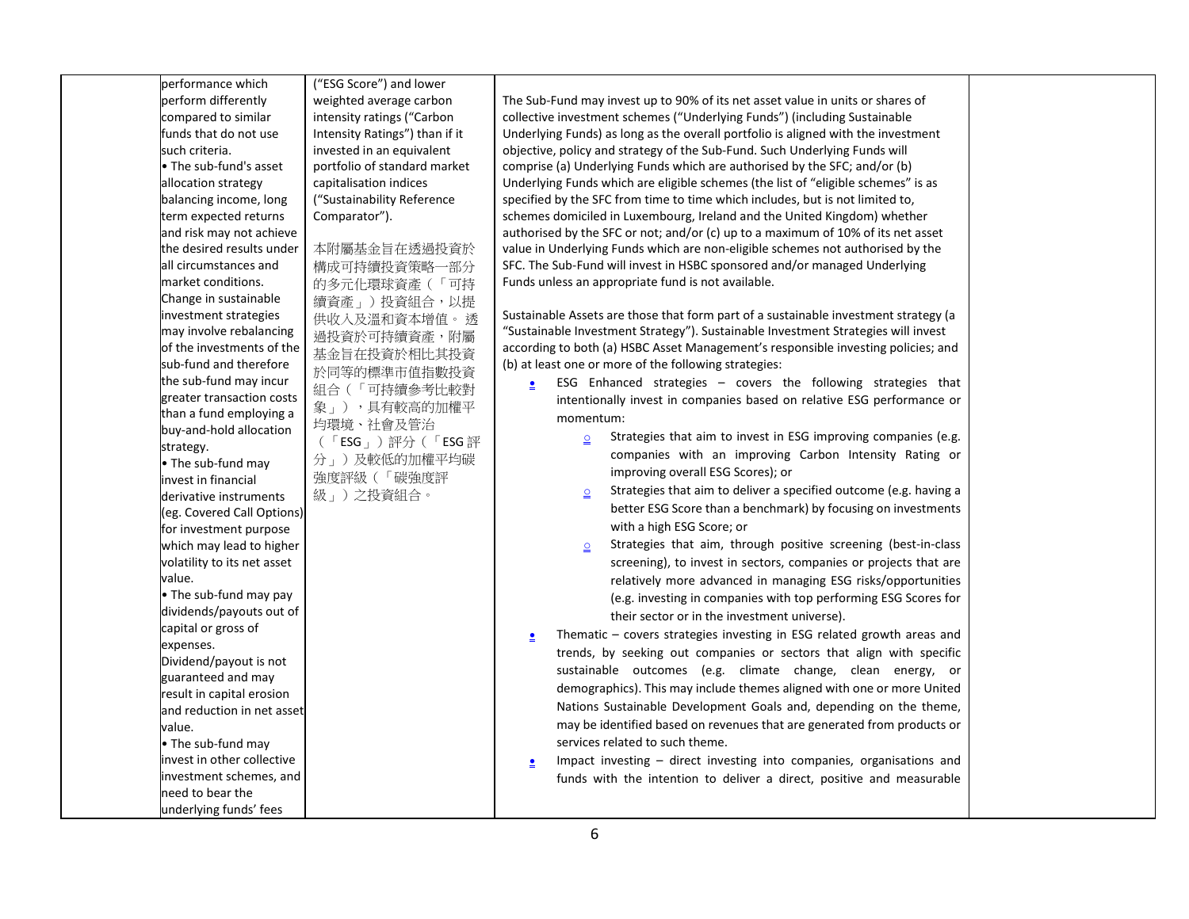| | | | | |
|---|---|---|---|---|
| | performance which perform differently compared to similar funds that do not use such criteria.<br>• The sub-fund's asset allocation strategy balancing income, long term expected returns and risk may not achieve the desired results under all circumstances and market conditions. Change in sustainable investment strategies may involve rebalancing of the investments of the sub-fund and therefore the sub-fund may incur greater transaction costs than a fund employing a buy-and-hold allocation strategy.<br>• The sub-fund may invest in financial derivative instruments (eg. Covered Call Options) for investment purpose which may lead to higher volatility to its net asset value.<br>• The sub-fund may pay dividends/payouts out of capital or gross of expenses. Dividend/payout is not guaranteed and may result in capital erosion and reduction in net asset value.<br>• The sub-fund may invest in other collective investment schemes, and need to bear the underlying funds' fees | ("ESG Score") and lower weighted average carbon intensity ratings ("Carbon Intensity Ratings") than if it invested in an equivalent portfolio of standard market capitalisation indices ("Sustainability Reference Comparator").<br><br>本附屬基金旨在透過投資於構成可持續投資策略一部分的多元化環球資產（「可持續資產」）投資組合，以提供收入及溫和資本增值。透過投資於可持續資產，附屬基金旨在投資於相比其投資於同等的標準市值指數投資組合（「可持續參考比較對象」），具有較高的加權平均環境、社會及管治（「ESG」）評分（「ESG 評分」）及較低的加權平均碳強度評級（「碳強度評級」）之投資組合。 | The Sub-Fund may invest up to 90% of its net asset value in units or shares of collective investment schemes ("Underlying Funds") (including Sustainable Underlying Funds) as long as the overall portfolio is aligned with the investment objective, policy and strategy of the Sub-Fund. Such Underlying Funds will comprise (a) Underlying Funds which are authorised by the SFC; and/or (b) Underlying Funds which are eligible schemes (the list of "eligible schemes" is as specified by the SFC from time to time which includes, but is not limited to, schemes domiciled in Luxembourg, Ireland and the United Kingdom) whether authorised by the SFC or not; and/or (c) up to a maximum of 10% of its net asset value in Underlying Funds which are non-eligible schemes not authorised by the SFC. The Sub-Fund will invest in HSBC sponsored and/or managed Underlying Funds unless an appropriate fund is not available.<br><br>Sustainable Assets are those that form part of a sustainable investment strategy (a "Sustainable Investment Strategy"). Sustainable Investment Strategies will invest according to both (a) HSBC Asset Management's responsible investing policies; and (b) at least one or more of the following strategies:<br>• ESG Enhanced strategies – covers the following strategies that intentionally invest in companies based on relative ESG performance or momentum:<br>&nbsp;&nbsp;○ Strategies that aim to invest in ESG improving companies (e.g. companies with an improving Carbon Intensity Rating or improving overall ESG Scores); or<br>&nbsp;&nbsp;○ Strategies that aim to deliver a specified outcome (e.g. having a better ESG Score than a benchmark) by focusing on investments with a high ESG Score; or<br>&nbsp;&nbsp;○ Strategies that aim, through positive screening (best-in-class screening), to invest in sectors, companies or projects that are relatively more advanced in managing ESG risks/opportunities (e.g. investing in companies with top performing ESG Scores for their sector or in the investment universe).<br>• Thematic – covers strategies investing in ESG related growth areas and trends, by seeking out companies or sectors that align with specific sustainable outcomes (e.g. climate change, clean energy, or demographics). This may include themes aligned with one or more United Nations Sustainable Development Goals and, depending on the theme, may be identified based on revenues that are generated from products or services related to such theme.<br>• Impact investing – direct investing into companies, organisations and funds with the intention to deliver a direct, positive and measurable | |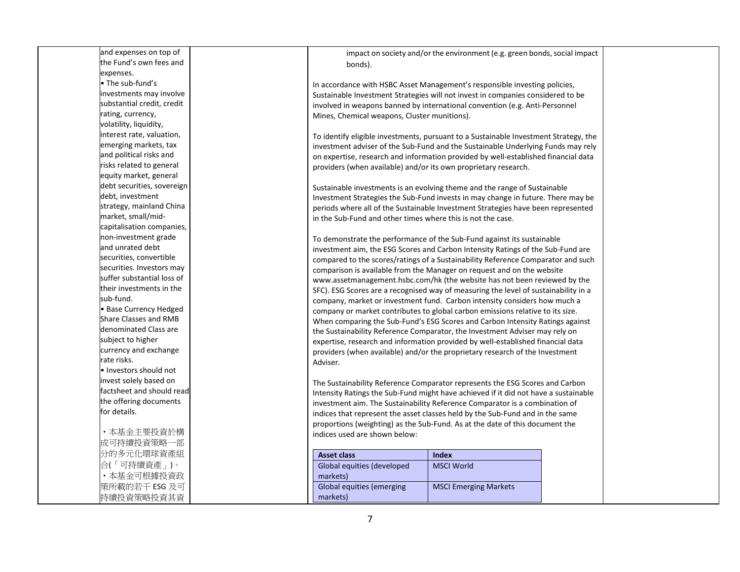| | | | | |
|---|---|---|---|---|
| | and expenses on top of the Fund's own fees and expenses.<br>• The sub-fund's investments may involve substantial credit, credit rating, currency, volatility, liquidity, interest rate, valuation, emerging markets, tax and political risks and risks related to general equity market, general debt securities, sovereign debt, investment strategy, mainland China market, small/mid-capitalisation companies, non-investment grade and unrated debt securities, convertible securities. Investors may suffer substantial loss of their investments in the sub-fund.<br>• Base Currency Hedged Share Classes and RMB denominated Class are subject to higher currency and exchange rate risks.<br>• Investors should not invest solely based on factsheet and should read the offering documents for details.<br><br>・本基金主要投資於構成可持續投資策略一部分的多元化環球資產組合(「可持續資產」)。<br>・本基金可根據投資政策所載的若干 ESG 及可持續投資策略投資其資 | | impact on society and/or the environment (e.g. green bonds, social impact bonds).<br><br>In accordance with HSBC Asset Management's responsible investing policies, Sustainable Investment Strategies will not invest in companies considered to be involved in weapons banned by international convention (e.g. Anti-Personnel Mines, Chemical weapons, Cluster munitions).<br><br>To identify eligible investments, pursuant to a Sustainable Investment Strategy, the investment adviser of the Sub-Fund and the Sustainable Underlying Funds may rely on expertise, research and information provided by well-established financial data providers (when available) and/or its own proprietary research.<br><br>Sustainable investments is an evolving theme and the range of Sustainable Investment Strategies the Sub-Fund invests in may change in future. There may be periods where all of the Sustainable Investment Strategies have been represented in the Sub-Fund and other times where this is not the case.<br><br>To demonstrate the performance of the Sub-Fund against its sustainable investment aim, the ESG Scores and Carbon Intensity Ratings of the Sub-Fund are compared to the scores/ratings of a Sustainability Reference Comparator and such comparison is available from the Manager on request and on the website www.assetmanagement.hsbc.com/hk (the website has not been reviewed by the SFC). ESG Scores are a recognised way of measuring the level of sustainability in a company, market or investment fund. Carbon intensity considers how much a company or market contributes to global carbon emissions relative to its size. When comparing the Sub-Fund's ESG Scores and Carbon Intensity Ratings against the Sustainability Reference Comparator, the Investment Adviser may rely on expertise, research and information provided by well-established financial data providers (when available) and/or the proprietary research of the Investment Adviser.<br><br>The Sustainability Reference Comparator represents the ESG Scores and Carbon Intensity Ratings the Sub-Fund might have achieved if it did not have a sustainable investment aim. The Sustainability Reference Comparator is a combination of indices that represent the asset classes held by the Sub-Fund and in the same proportions (weighting) as the Sub-Fund. As at the date of this document the indices used are shown below:<br><br>**Asset class** — **Index**<br>Global equities (developed markets) — MSCI World<br>Global equities (emerging markets) — MSCI Emerging Markets | |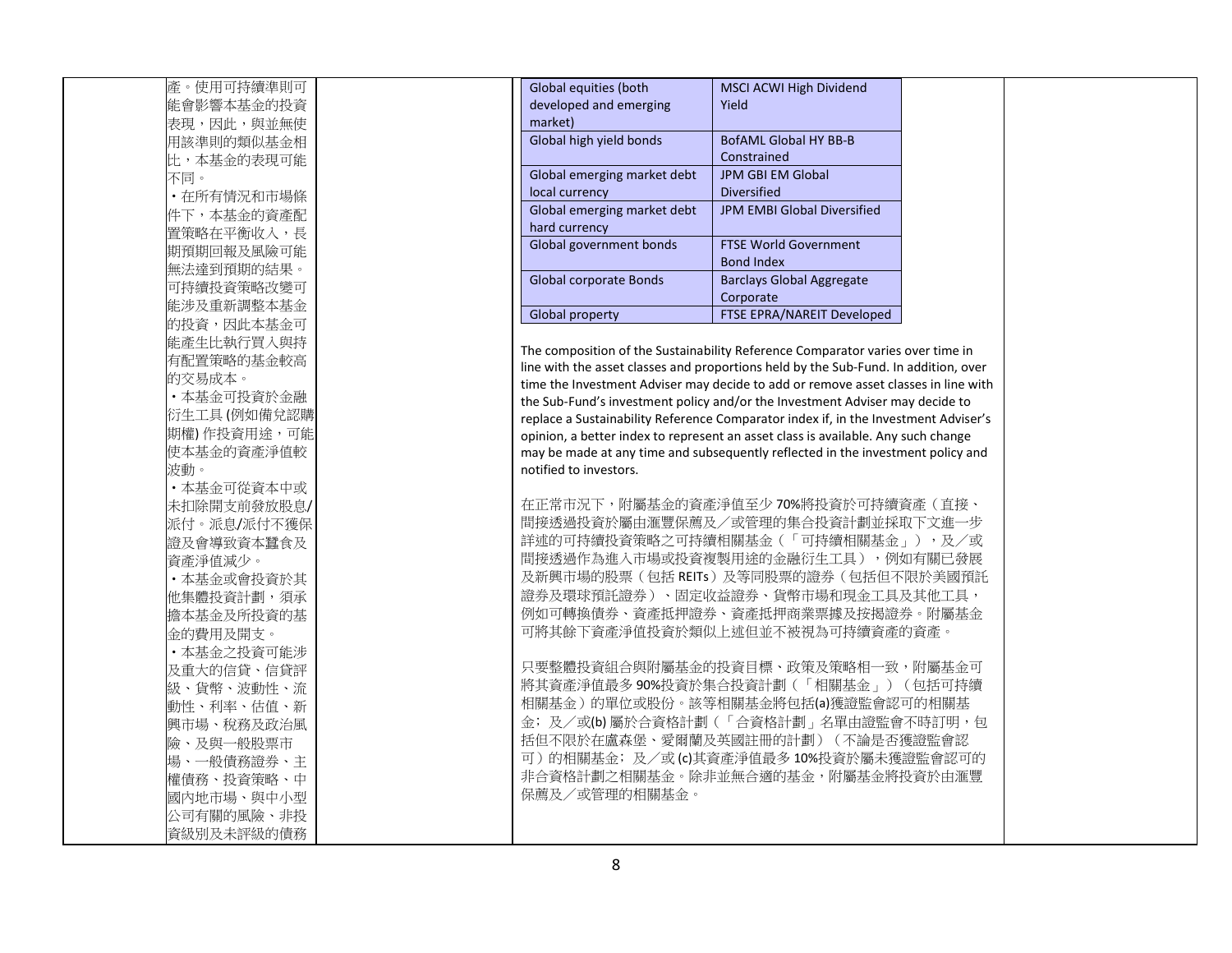產。使用可持續準則可能會影響本基金的投資表現，因此，與並無使用該準則的類似基金相比，本基金的表現可能不同。

・在所有情況和市場條件下，本基金的資產配置策略在平衡收入，長期預期回報及風險可能無法達到預期的結果。可持續投資策略改變可能涉及重新調整本基金的投資，因此本基金可能產生比執行買入與持有配置策略的基金較高的交易成本。

・本基金可投資於金融衍生工具 (例如備兌認購期權) 作投資用途，可能使本基金的資產淨值較波動。

・本基金可從資本中或未扣除開支前發放股息/派付。派息/派付不獲保證及會導致資本蠶食及資產淨值減少。

・本基金或會投資於其他集體投資計劃，須承擔本基金及所投資的基金的費用及開支。

・本基金之投資可能涉及重大的信貸、信貸評級、貨幣、波動性、流動性、利率、估值、新興市場、稅務及政治風險、及與一般股票市場、一般債務證券、主權債務、投資策略、中國內地市場、與中小型公司有關的風險、非投資級別及未評級的債務

| | |
|---|---|
| Global equities (both developed and emerging market) | MSCI ACWI High Dividend Yield |
| Global high yield bonds | BofAML Global HY BB-B Constrained |
| Global emerging market debt local currency | JPM GBI EM Global Diversified |
| Global emerging market debt hard currency | JPM EMBI Global Diversified |
| Global government bonds | FTSE World Government Bond Index |
| Global corporate Bonds | Barclays Global Aggregate Corporate |
| Global property | FTSE EPRA/NAREIT Developed |

The composition of the Sustainability Reference Comparator varies over time in line with the asset classes and proportions held by the Sub-Fund. In addition, over time the Investment Adviser may decide to add or remove asset classes in line with the Sub-Fund's investment policy and/or the Investment Adviser may decide to replace a Sustainability Reference Comparator index if, in the Investment Adviser's opinion, a better index to represent an asset class is available. Any such change may be made at any time and subsequently reflected in the investment policy and notified to investors.

在正常市況下，附屬基金的資產淨值至少 70%將投資於可持續資產（直接、間接透過投資於屬由滙豐保薦及／或管理的集合投資計劃並採取下文進一步詳述的可持續投資策略之可持續相關基金（「可持續相關基金」），及／或間接透過作為進入市場或投資複製用途的金融衍生工具），例如有關已發展及新興市場的股票（包括 REITs）及等同股票的證券（包括但不限於美國預託證券及環球預託證券）、固定收益證券、貨幣市場和現金工具及其他工具，例如可轉換債券、資產抵押證券、資產抵押商業票據及按揭證券。附屬基金可將其餘下資產淨值投資於類似上述但並不被視為可持續資產的資產。

只要整體投資組合與附屬基金的投資目標、政策及策略相一致，附屬基金可將其資產淨值最多 90%投資於集合投資計劃（「相關基金」）（包括可持續相關基金）的單位或股份。該等相關基金將包括(a)獲證監會認可的相關基金；及／或(b) 屬於合資格計劃（「合資格計劃」名單由證監會不時訂明，包括但不限於在盧森堡、愛爾蘭及英國註冊的計劃）（不論是否獲證監會認可）的相關基金；及／或 (c)其資產淨值最多 10%投資於屬未獲證監會認可的非合資格計劃之相關基金。除非並無合適的基金，附屬基金將投資於由滙豐保薦及／或管理的相關基金。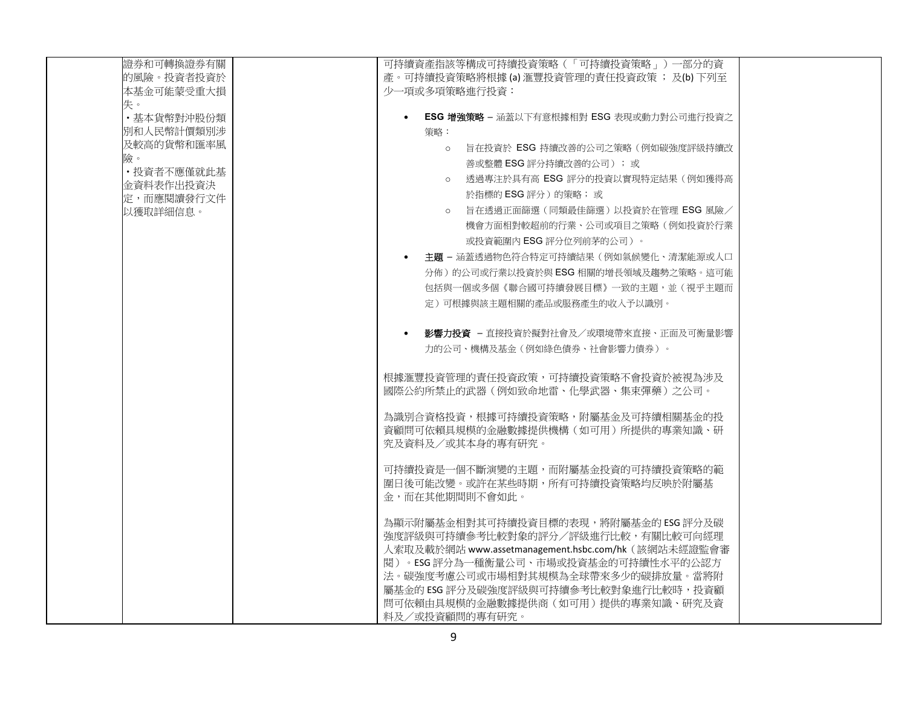| | | | | |
|---|---|---|---|---|
| | 證券和可轉換證券有關的風險。投資者投資於本基金可能蒙受重大損失。<br>・基本貨幣對沖股份類別和人民幣計價類別涉及較高的貨幣和匯率風險。<br>・投資者不應僅就此基金資料表作出投資決定，而應閱讀發行文件以獲取詳細信息。 | | 可持續資產指該等構成可持續投資策略（「可持續投資策略」）一部分的資產。可持續投資策略將根據 (a) 滙豐投資管理的責任投資政策 ； 及(b) 下列至少一項或多項策略進行投資：<br><br>• **ESG 增強策略** – 涵蓋以下有意根據相對 ESG 表現或動力對公司進行投資之策略：<br>  ○ 旨在投資於 ESG 持續改善的公司之策略（例如碳強度評級持續改善或整體 ESG 評分持續改善的公司）； 或<br>  ○ 透過專注於具有高 ESG 評分的投資以實現特定結果（例如獲得高於指標的 ESG 評分）的策略； 或<br>  ○ 旨在透過正面篩選（同類最佳篩選）以投資於在管理 ESG 風險／機會方面相對較超前的行業、公司或項目之策略（例如投資於行業或投資範圍內 ESG 評分位列前茅的公司）。<br>• **主題** – 涵蓋透過物色符合特定可持續結果（例如氣候變化、清潔能源或人口分佈）的公司或行業以投資於與 ESG 相關的增長領域及趨勢之策略。這可能包括與一個或多個《聯合國可持續發展目標》一致的主題，並（視乎主題而定）可根據與該主題相關的產品或服務產生的收入予以識別。<br>• **影響力投資** – 直接投資於擬對社會及／或環境帶來直接、正面及可衡量影響力的公司、機構及基金（例如綠色債券、社會影響力債券）。<br><br>根據滙豐投資管理的責任投資政策，可持續投資策略不會投資於被視為涉及國際公約所禁止的武器（例如致命地雷、化學武器、集束彈藥）之公司。<br><br>為識別合資格投資，根據可持續投資策略，附屬基金及可持續相關基金的投資顧問可依賴具規模的金融數據提供機構（如可用）所提供的專業知識、研究及資料及／或其本身的專有研究。<br><br>可持續投資是一個不斷演變的主題，而附屬基金投資的可持續投資策略的範圍日後可能改變。或許在某些時期，所有可持續投資策略均反映於附屬基金，而在其他期間則不會如此。<br><br>為顯示附屬基金相對其可持續投資目標的表現，將附屬基金的 ESG 評分及碳強度評級與可持續參考比較對象的評分／評級進行比較，有關比較可向經理人索取及載於網站 www.assetmanagement.hsbc.com/hk（該網站未經證監會審閱）。ESG 評分為一種衡量公司、市場或投資基金的可持續性水平的公認方法。碳強度考慮公司或市場相對其規模為全球帶來多少的碳排放量。當將附屬基金的 ESG 評分及碳強度評級與可持續參考比較對象進行比較時，投資顧問可依賴由具規模的金融數據提供商（如可用）提供的專業知識、研究及資料及／或投資顧問的專有研究。 | |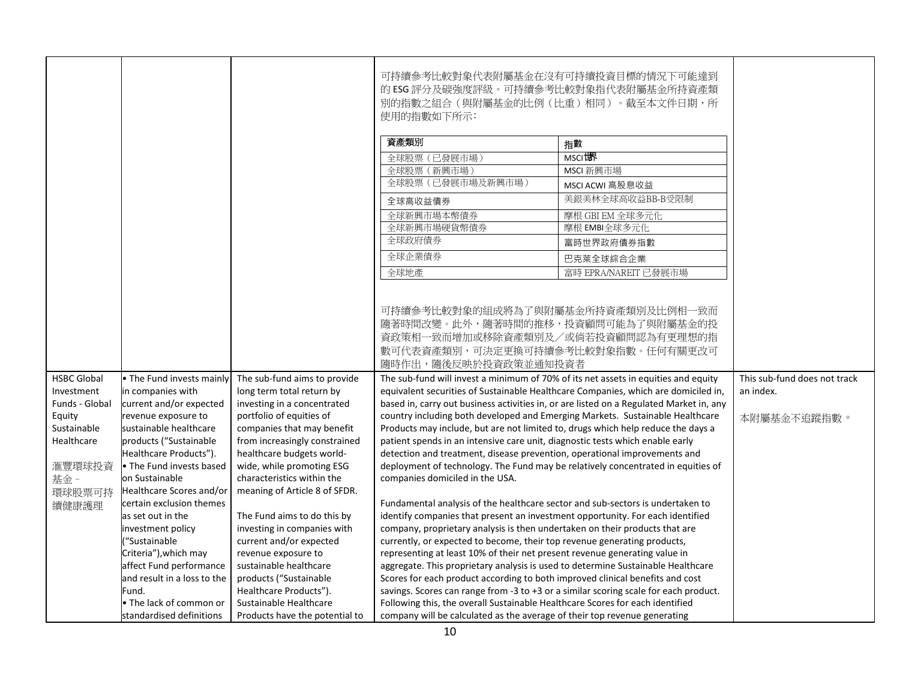| | | | 可持續參考比較對象代表附屬基金在沒有可持續投資目標的情況下可能達到的 ESG 評分及碳強度評級。可持續參考比較對象指代表附屬基金所持資產類別的指數之組合（與附屬基金的比例（比重）相同）。截至本文件日期，所使用的指數如下所示：<br><br>資產類別 — 指數<br>全球股票（已發展市場） — MSCI世界<br>全球股票（新興市場） — MSCI 新興市場<br>全球股票（已發展市場及新興市場） — MSCI ACWI 高股息收益<br>全球高收益債券 — 美銀美林全球高收益BB-B受限制<br>全球新興市場本幣債券 — 摩根 GBI EM 全球多元化<br>全球新興市場硬貨幣債券 — 摩根 EMBI全球多元化<br>全球政府債券 — 富時世界政府債券指數<br>全球企業債券 — 巴克萊全球綜合企業<br>全球地產 — 富時 EPRA/NAREIT 已發展市場<br><br>可持續參考比較對象的組成將為了與附屬基金所持資產類別及比例相一致而隨著時間改變。此外，隨著時間的推移，投資顧問可能為了與附屬基金的投資政策相一致而增加或移除資產類別及／或倘若投資顧問認為有更理想的指數可代表資產類別，可決定更換可持續參考比較對象指數。任何有關更改可隨時作出，隨後反映於投資政策並通知投資者 | |
|---|---|---|---|---|
| HSBC Global Investment Funds - Global Equity Sustainable Healthcare<br><br>滙豐環球投資基金 – 環球股票可持續健康護理 | • The Fund invests mainly in companies with current and/or expected revenue exposure to sustainable healthcare products ("Sustainable Healthcare Products").<br>• The Fund invests based on Sustainable Healthcare Scores and/or certain exclusion themes as set out in the investment policy ("Sustainable Criteria"),which may affect Fund performance and result in a loss to the Fund.<br>• The lack of common or standardised definitions | The sub-fund aims to provide long term total return by investing in a concentrated portfolio of equities of companies that may benefit from increasingly constrained healthcare budgets world-wide, while promoting ESG characteristics within the meaning of Article 8 of SFDR.<br><br>The Fund aims to do this by investing in companies with current and/or expected revenue exposure to sustainable healthcare products ("Sustainable Healthcare Products"). Sustainable Healthcare Products have the potential to | The sub-fund will invest a minimum of 70% of its net assets in equities and equity equivalent securities of Sustainable Healthcare Companies, which are domiciled in, based in, carry out business activities in, or are listed on a Regulated Market in, any country including both developed and Emerging Markets. Sustainable Healthcare Products may include, but are not limited to, drugs which help reduce the days a patient spends in an intensive care unit, diagnostic tests which enable early detection and treatment, disease prevention, operational improvements and deployment of technology. The Fund may be relatively concentrated in equities of companies domiciled in the USA.<br><br>Fundamental analysis of the healthcare sector and sub-sectors is undertaken to identify companies that present an investment opportunity. For each identified company, proprietary analysis is then undertaken on their products that are currently, or expected to become, their top revenue generating products, representing at least 10% of their net present revenue generating value in aggregate. This proprietary analysis is used to determine Sustainable Healthcare Scores for each product according to both improved clinical benefits and cost savings. Scores can range from -3 to +3 or a similar scoring scale for each product. Following this, the overall Sustainable Healthcare Scores for each identified company will be calculated as the average of their top revenue generating | This sub-fund does not track an index.<br><br>本附屬基金不追蹤指數。 |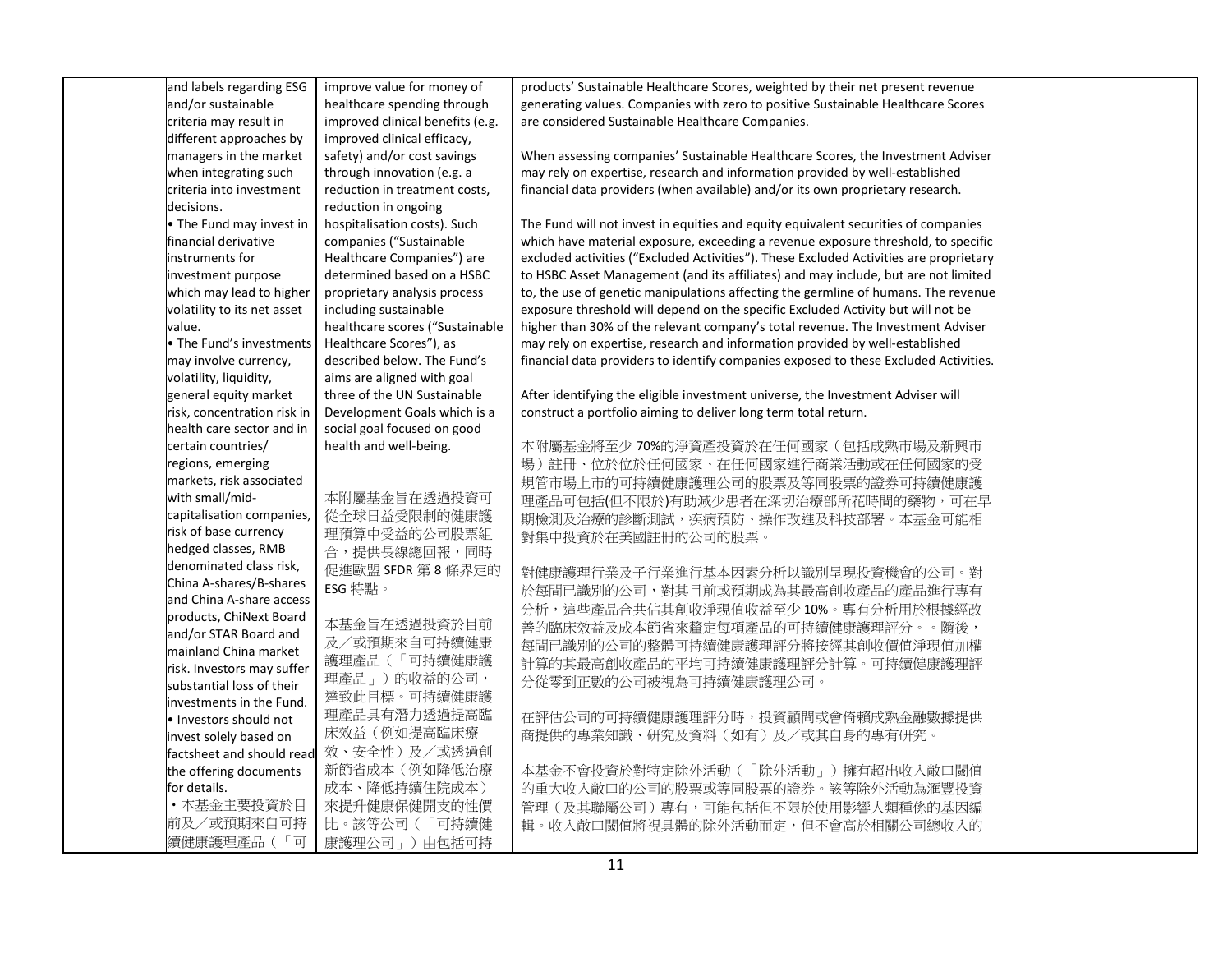|  | and labels regarding ESG and/or sustainable criteria may result in different approaches by managers in the market when integrating such criteria into investment decisions.<br>• The Fund may invest in financial derivative instruments for investment purpose which may lead to higher volatility to its net asset value.<br>• The Fund's investments may involve currency, volatility, liquidity, general equity market risk, concentration risk in health care sector and in certain countries/ regions, emerging markets, risk associated with small/mid-capitalisation companies, risk of base currency hedged classes, RMB denominated class risk, China A-shares/B-shares and China A-share access products, ChiNext Board and/or STAR Board and mainland China market risk. Investors may suffer substantial loss of their investments in the Fund.<br>• Investors should not invest solely based on factsheet and should read the offering documents for details.<br>・本基金主要投資於目前及／或預期來自可持續健康護理產品（「可 | improve value for money of healthcare spending through improved clinical benefits (e.g. improved clinical efficacy, safety) and/or cost savings through innovation (e.g. a reduction in treatment costs, reduction in ongoing hospitalisation costs). Such companies ("Sustainable Healthcare Companies") are determined based on a HSBC proprietary analysis process including sustainable healthcare scores ("Sustainable Healthcare Scores"), as described below. The Fund's aims are aligned with goal three of the UN Sustainable Development Goals which is a social goal focused on good health and well-being.<br><br>本附屬基金旨在透過投資可從全球日益受限制的健康護理預算中受益的公司股票組合，提供長線總回報，同時促進歐盟 SFDR 第 8 條界定的 ESG 特點。<br><br>本基金旨在透過投資於目前及／或預期來自可持續健康護理產品（「可持續健康護理產品」）的收益的公司，達致此目標。可持續健康護理產品具有潛力透過提高臨床效益（例如提高臨床療效、安全性）及／或透過創新節省成本（例如降低治療成本、降低持續住院成本）來提升健康保健開支的性價比。該等公司（「可持續健康護理公司」）由包括可持 | products' Sustainable Healthcare Scores, weighted by their net present revenue generating values. Companies with zero to positive Sustainable Healthcare Scores are considered Sustainable Healthcare Companies.<br><br>When assessing companies' Sustainable Healthcare Scores, the Investment Adviser may rely on expertise, research and information provided by well-established financial data providers (when available) and/or its own proprietary research.<br><br>The Fund will not invest in equities and equity equivalent securities of companies which have material exposure, exceeding a revenue exposure threshold, to specific excluded activities ("Excluded Activities"). These Excluded Activities are proprietary to HSBC Asset Management (and its affiliates) and may include, but are not limited to, the use of genetic manipulations affecting the germline of humans. The revenue exposure threshold will depend on the specific Excluded Activity but will not be higher than 30% of the relevant company's total revenue. The Investment Adviser may rely on expertise, research and information provided by well-established financial data providers to identify companies exposed to these Excluded Activities.<br><br>After identifying the eligible investment universe, the Investment Adviser will construct a portfolio aiming to deliver long term total return.<br><br>本附屬基金將至少 70%的淨資產投資於在任何國家（包括成熟市場及新興市場）註冊、位於位於任何國家、在任何國家進行商業活動或在任何國家的受規管市場上市的可持續健康護理公司的股票及等同股票的證券可持續健康護理產品可包括(但不限於)有助減少患者在深切治療部所花時間的藥物，可在早期檢測及治療的診斷測試，疾病預防、操作改進及科技部署。本基金可能相對集中投資於在美國註冊的公司的股票。<br><br>對健康護理行業及子行業進行基本因素分析以識別呈現投資機會的公司。對於每間已識別的公司，對其目前或預期成為其最高創收產品的產品進行專有分析，這些產品合共佔其創收淨現值收益至少 10%。專有分析用於根據經改善的臨床效益及成本節省來釐定每項產品的可持續健康護理評分。。隨後，每間已識別的公司的整體可持續健康護理評分將按經其創收價值淨現值加權計算的其最高創收產品的平均可持續健康護理評分計算。可持續健康護理評分從零到正數的公司被視為可持續健康護理公司。<br><br>在評估公司的可持續健康護理評分時，投資顧問或會倚賴成熟金融數據提供商提供的專業知識、研究及資料（如有）及／或其自身的專有研究。<br><br>本基金不會投資於對特定除外活動（「除外活動」）擁有超出收入敞口閾值的重大收入敞口的公司的股票或等同股票的證券。該等除外活動為滙豐投資管理（及其聯屬公司）專有，可能包括但不限於使用影響人類種係的基因編輯。收入敞口閾值將視具體的除外活動而定，但不會高於相關公司總收入的 |  |
|---|---|---|---|---|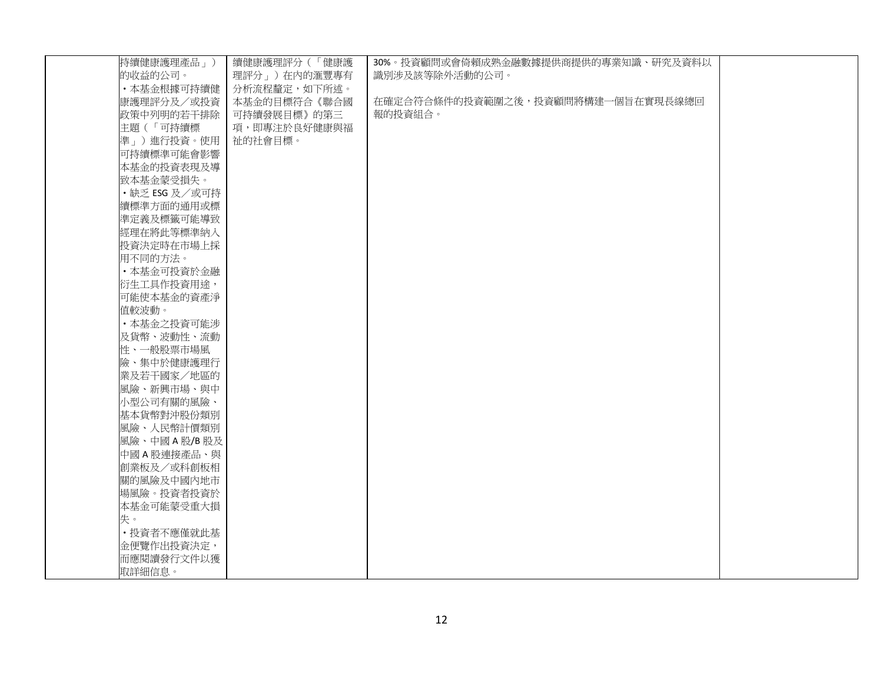| | | | | |
|---|---|---|---|---|
| | 持續健康護理產品」）的收益的公司。<br>・本基金根據可持續健康護理評分及／或投資政策中列明的若干排除主題（「可持續標準」）進行投資。使用可持續標準可能會影響本基金的投資表現及導致本基金蒙受損失。<br>・缺乏 ESG 及／或可持續標準方面的通用或標準定義及標籤可能導致經理在將此等標準納入投資決定時在市場上採用不同的方法。<br>・本基金可投資於金融衍生工具作投資用途，可能使本基金的資產淨值較波動。<br>・本基金之投資可能涉及貨幣、波動性、流動性、一般股票市場風險、集中於健康護理行業及若干國家／地區的風險、新興市場、與中小型公司有關的風險、基本貨幣對沖股份類別風險、人民幣計價類別風險、中國 A 股/B 股及中國 A 股連接產品、與創業板及／或科創板相關的風險及中國內地市場風險。投資者投資於本基金可能蒙受重大損失。<br>・投資者不應僅就此基金便覽作出投資決定，而應閱讀發行文件以獲取詳細信息。 | 續健康護理評分（「健康護理評分」）在內的滙豐專有分析流程釐定，如下所述。<br>本基金的目標符合《聯合國可持續發展目標》的第三項，即專注於良好健康與福祉的社會目標。 | 30%。投資顧問或會倚賴成熟金融數據提供商提供的專業知識、研究及資料以識別涉及該等除外活動的公司。<br><br>在確定合符合條件的投資範圍之後，投資顧問將構建一個旨在實現長線總回報的投資組合。 | |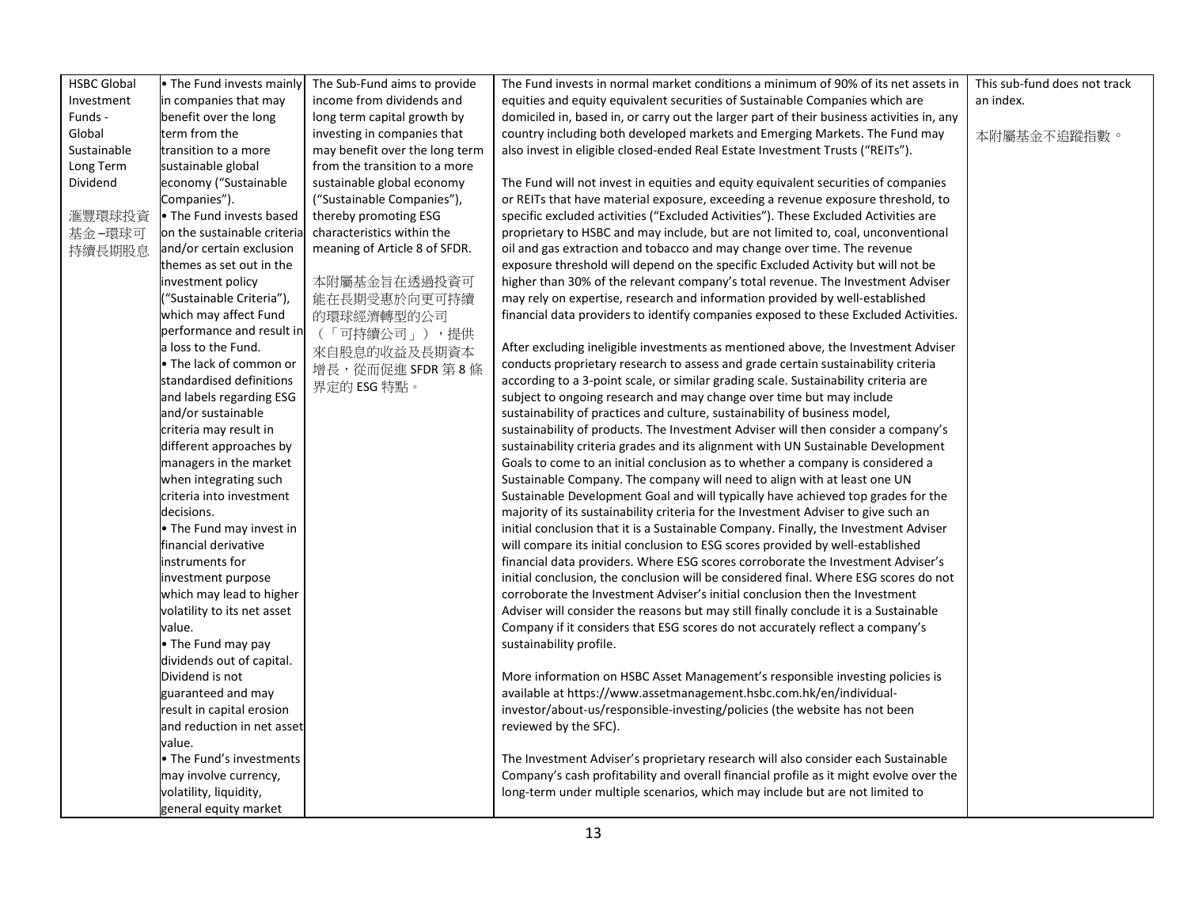| | | | | |
|---|---|---|---|---|
| HSBC Global Investment Funds - Global Sustainable Long Term Dividend<br><br>滙豐環球投資基金 –環球可持續長期股息 | • The Fund invests mainly in companies that may benefit over the long term from the transition to a more sustainable global economy ("Sustainable Companies").<br>• The Fund invests based on the sustainable criteria and/or certain exclusion themes as set out in the investment policy ("Sustainable Criteria"), which may affect Fund performance and result in a loss to the Fund.<br>• The lack of common or standardised definitions and labels regarding ESG and/or sustainable criteria may result in different approaches by managers in the market when integrating such criteria into investment decisions.<br>• The Fund may invest in financial derivative instruments for investment purpose which may lead to higher volatility to its net asset value.<br>• The Fund may pay dividends out of capital. Dividend is not guaranteed and may result in capital erosion and reduction in net asset value.<br>• The Fund's investments may involve currency, volatility, liquidity, general equity market | The Sub-Fund aims to provide income from dividends and long term capital growth by investing in companies that may benefit over the long term from the transition to a more sustainable global economy ("Sustainable Companies"), thereby promoting ESG characteristics within the meaning of Article 8 of SFDR.<br><br>本附屬基金旨在透過投資可能在長期受惠於向更可持續的環球經濟轉型的公司（「可持續公司」），提供來自股息的收益及長期資本增長，從而促進 SFDR 第 8 條界定的 ESG 特點。 | The Fund invests in normal market conditions a minimum of 90% of its net assets in equities and equity equivalent securities of Sustainable Companies which are domiciled in, based in, or carry out the larger part of their business activities in, any country including both developed markets and Emerging Markets. The Fund may also invest in eligible closed-ended Real Estate Investment Trusts ("REITs").<br><br>The Fund will not invest in equities and equity equivalent securities of companies or REITs that have material exposure, exceeding a revenue exposure threshold, to specific excluded activities ("Excluded Activities"). These Excluded Activities are proprietary to HSBC and may include, but are not limited to, coal, unconventional oil and gas extraction and tobacco and may change over time. The revenue exposure threshold will depend on the specific Excluded Activity but will not be higher than 30% of the relevant company's total revenue. The Investment Adviser may rely on expertise, research and information provided by well-established financial data providers to identify companies exposed to these Excluded Activities.<br><br>After excluding ineligible investments as mentioned above, the Investment Adviser conducts proprietary research to assess and grade certain sustainability criteria according to a 3-point scale, or similar grading scale. Sustainability criteria are subject to ongoing research and may change over time but may include sustainability of practices and culture, sustainability of business model, sustainability of products. The Investment Adviser will then consider a company's sustainability criteria grades and its alignment with UN Sustainable Development Goals to come to an initial conclusion as to whether a company is considered a Sustainable Company. The company will need to align with at least one UN Sustainable Development Goal and will typically have achieved top grades for the majority of its sustainability criteria for the Investment Adviser to give such an initial conclusion that it is a Sustainable Company. Finally, the Investment Adviser will compare its initial conclusion to ESG scores provided by well-established financial data providers. Where ESG scores corroborate the Investment Adviser's initial conclusion, the conclusion will be considered final. Where ESG scores do not corroborate the Investment Adviser's initial conclusion then the Investment Adviser will consider the reasons but may still finally conclude it is a Sustainable Company if it considers that ESG scores do not accurately reflect a company's sustainability profile.<br><br>More information on HSBC Asset Management's responsible investing policies is available at https://www.assetmanagement.hsbc.com.hk/en/individual-investor/about-us/responsible-investing/policies (the website has not been reviewed by the SFC).<br><br>The Investment Adviser's proprietary research will also consider each Sustainable Company's cash profitability and overall financial profile as it might evolve over the long-term under multiple scenarios, which may include but are not limited to | This sub-fund does not track an index.<br><br>本附屬基金不追蹤指數。 |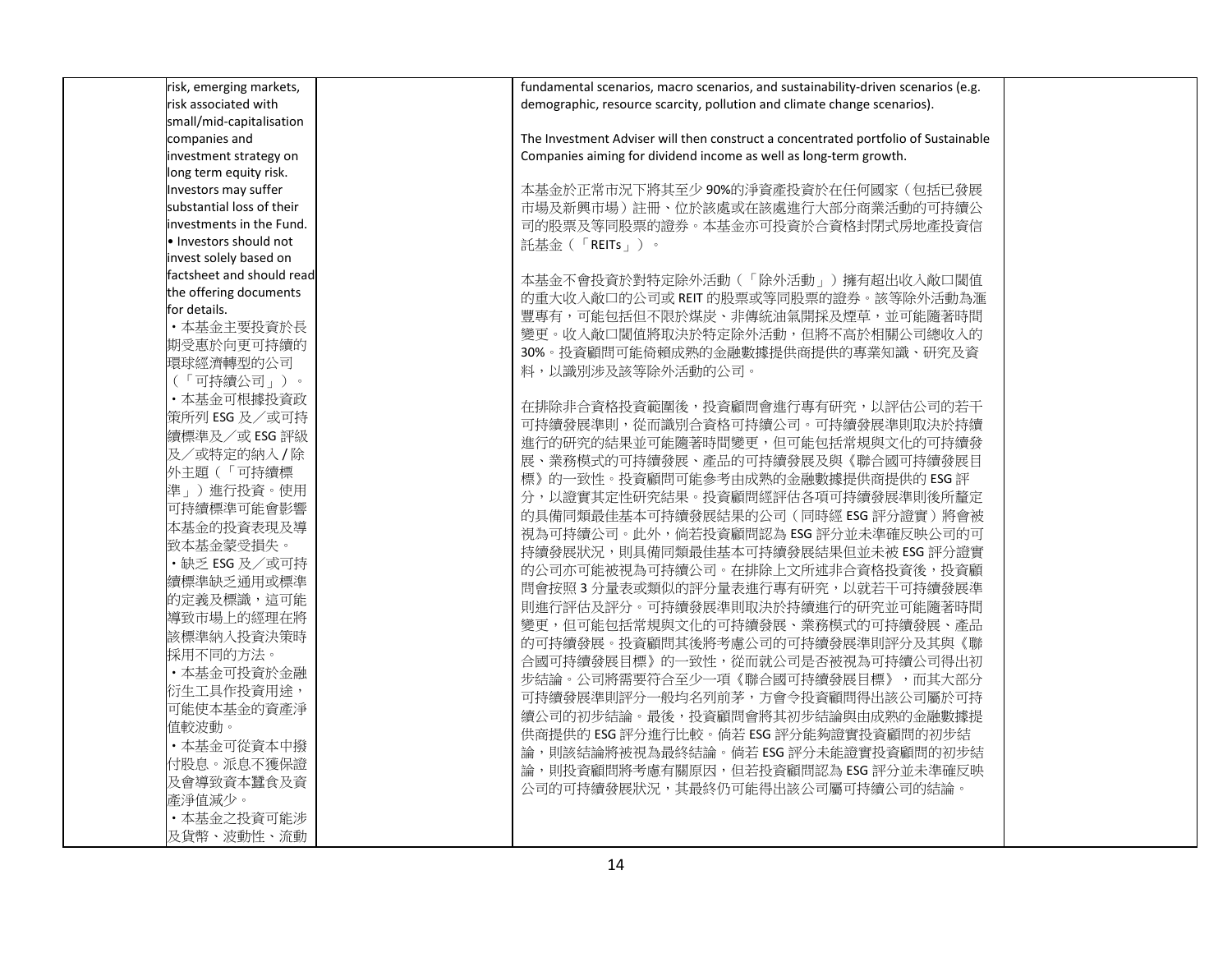| | | | | |
|---|---|---|---|---|
| | risk, emerging markets, risk associated with small/mid-capitalisation companies and investment strategy on long term equity risk. Investors may suffer substantial loss of their investments in the Fund.<br>• Investors should not invest solely based on factsheet and should read the offering documents for details.<br>・本基金主要投資於長期受惠於向更可持續的環球經濟轉型的公司（「可持續公司」）。<br>・本基金可根據投資政策所列 ESG 及／或可持續標準及／或 ESG 評級及／或特定的納入/除外主題（「可持續標準」）進行投資。使用可持續標準可能會影響本基金的投資表現及導致本基金蒙受損失。<br>・缺乏 ESG 及／或可持續標準缺乏通用或標準的定義及標識，這可能導致市場上的經理在將該標準納入投資決策時採用不同的方法。<br>・本基金可投資於金融衍生工具作投資用途，可能使本基金的資產淨值較波動。<br>・本基金可從資本中撥付股息。派息不獲保證及會導致資本蠶食及資產淨值減少。<br>・本基金之投資可能涉及貨幣、波動性、流動 | | fundamental scenarios, macro scenarios, and sustainability-driven scenarios (e.g. demographic, resource scarcity, pollution and climate change scenarios).<br><br>The Investment Adviser will then construct a concentrated portfolio of Sustainable Companies aiming for dividend income as well as long-term growth.<br><br>本基金於正常市況下將其至少 90%的淨資產投資於在任何國家（包括已發展市場及新興市場）註冊、位於該處或在該處進行大部分商業活動的可持續公司的股票及等同股票的證券。本基金亦可投資於合資格封閉式房地產投資信託基金（「REITs」）。<br><br>本基金不會投資於對特定除外活動（「除外活動」）擁有超出收入敞口閾值的重大收入敞口的公司或 REIT 的股票或等同股票的證券。該等除外活動為滙豐專有，可能包括但不限於煤炭、非傳統油氣開採及煙草，並可能隨著時間變更。收入敞口閾值將取決於特定除外活動，但將不高於相關公司總收入的 30%。投資顧問可能倚賴成熟的金融數據提供商提供的專業知識、研究及資料，以識別涉及該等除外活動的公司。<br><br>在排除非合資格投資範圍後，投資顧問會進行專有研究，以評估公司的若干可持續發展準則，從而識別合資格可持續公司。可持續發展準則取決於持續進行的研究的結果並可能隨著時間變更，但可能包括常規與文化的可持續發展、業務模式的可持續發展、產品的可持續發展及與《聯合國可持續發展目標》的一致性。投資顧問可能參考由成熟的金融數據提供商提供的 ESG 評分，以證實其定性研究結果。投資顧問經評估各項可持續發展準則後所釐定的具備同類最佳基本可持續發展結果的公司（同時經 ESG 評分證實）將會被視為可持續公司。此外，倘若投資顧問認為 ESG 評分並未準確反映公司的可持續發展狀況，則具備同類最佳基本可持續發展結果但並未被 ESG 評分證實的公司亦可能被視為可持續公司。在排除上文所述非合資格投資後，投資顧問會按照 3 分量表或類似的評分量表進行專有研究，以就若干可持續發展準則進行評估及評分。可持續發展準則取決於持續進行的研究並可能隨著時間變更，但可能包括常規與文化的可持續發展、業務模式的可持續發展、產品的可持續發展。投資顧問其後將考慮公司的可持續發展準則評分及其與《聯合國可持續發展目標》的一致性，從而就公司是否被視為可持續公司得出初步結論。公司將需要符合至少一項《聯合國可持續發展目標》，而其大部分可持續發展準則評分一般均名列前茅，方會令投資顧問得出該公司屬於可持續公司的初步結論。最後，投資顧問會將其初步結論與由成熟的金融數據提供商提供的 ESG 評分進行比較。倘若 ESG 評分能夠證實投資顧問的初步結論，則該結論將被視為最終結論。倘若 ESG 評分未能證實投資顧問的初步結論，則投資顧問將考慮有關原因，但若投資顧問認為 ESG 評分並未準確反映公司的可持續發展狀況，其最終仍可能得出該公司屬可持續公司的結論。 | |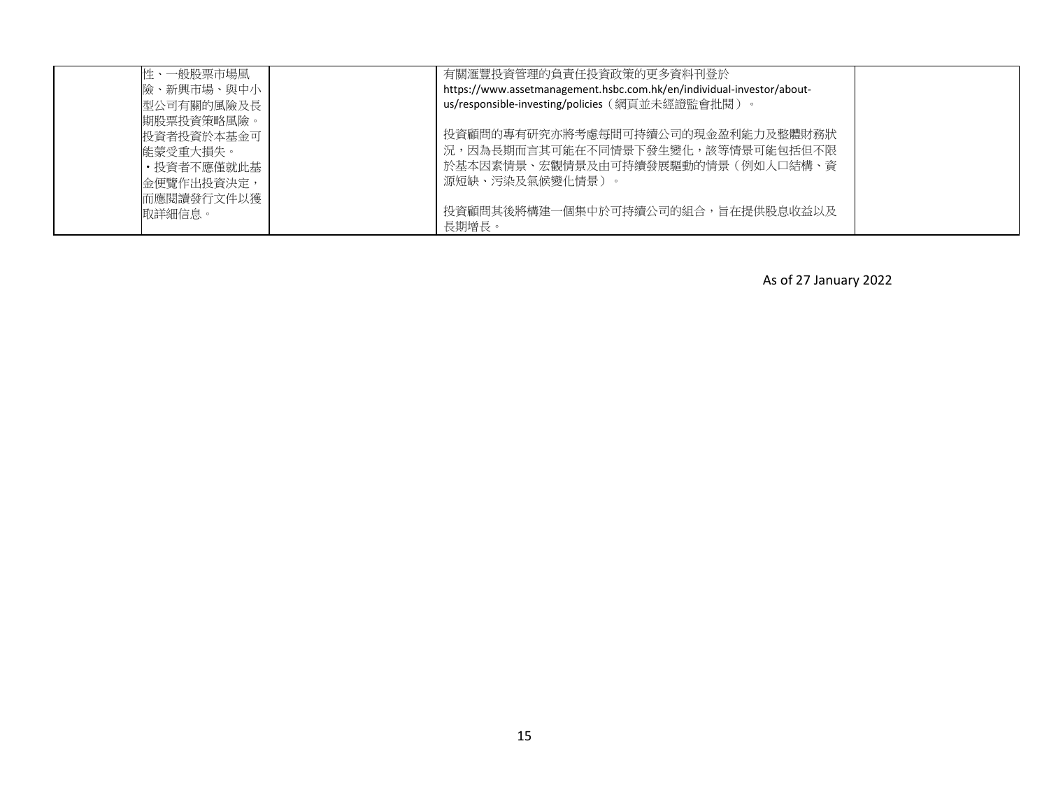| | | | | |
|---|---|---|---|---|
| | 性、一般股票市場風險、新興市場、與中小型公司有關的風險及長期股票投資策略風險。投資者投資於本基金可能蒙受重大損失。<br>・投資者不應僅就此基金便覽作出投資決定，而應閱讀發行文件以獲取詳細信息。 | | 有關滙豐投資管理的負責任投資政策的更多資料刊登於 https://www.assetmanagement.hsbc.com.hk/en/individual-investor/about-us/responsible-investing/policies（網頁並未經證監會批閱）。<br><br>投資顧問的專有研究亦將考慮每間可持續公司的現金盈利能力及整體財務狀況，因為長期而言其可能在不同情景下發生變化，該等情景可能包括但不限於基本因素情景、宏觀情景及由可持續發展驅動的情景（例如人口結構、資源短缺、污染及氣候變化情景）。<br><br>投資顧問其後將構建一個集中於可持續公司的組合，旨在提供股息收益以及長期增長。 | |

As of 27 January 2022